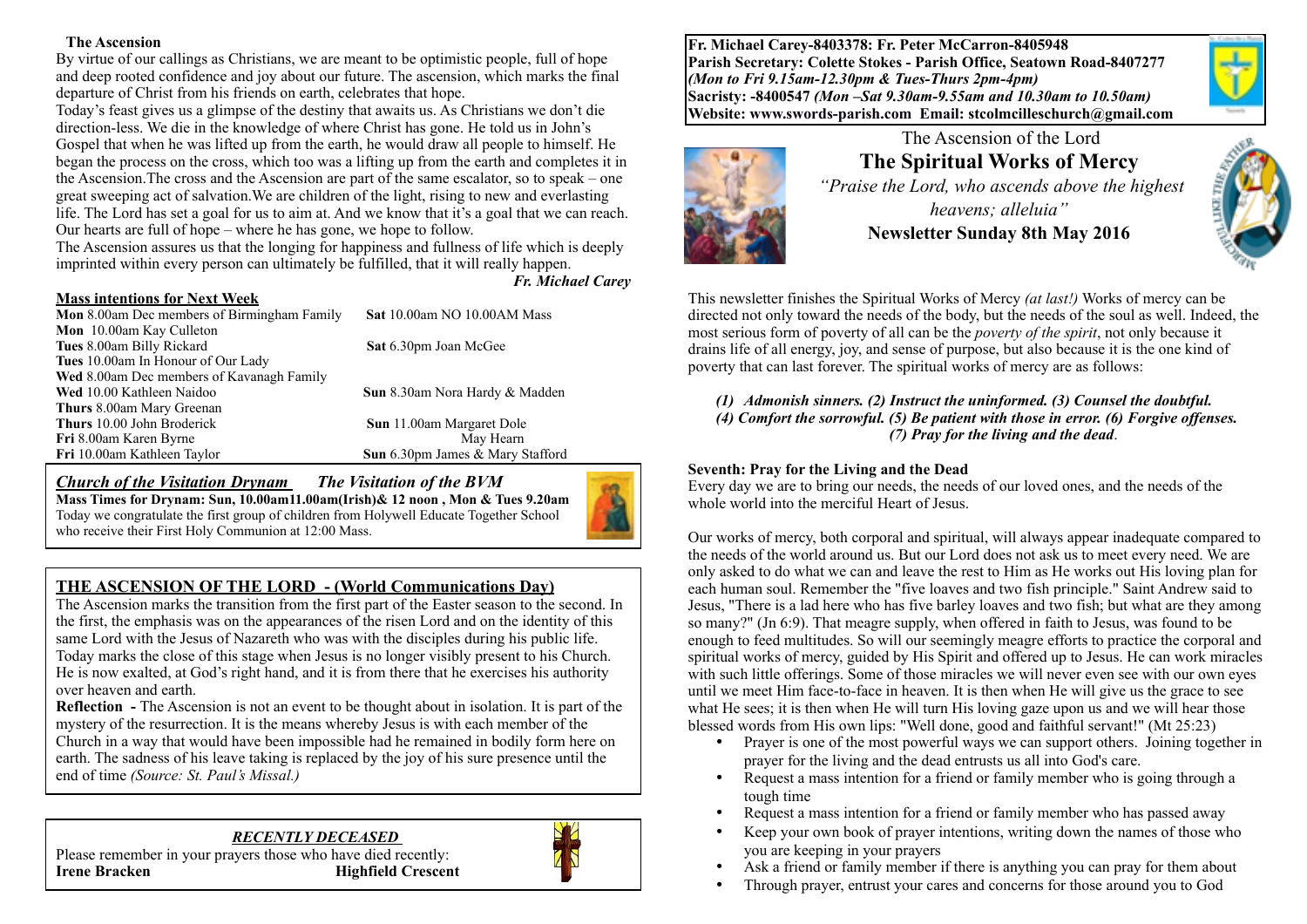### The Ascension

By virtue of our callings as Christians, we are meant to be optimistic people, full of hope and deep rooted confidence and joy about our future. The ascension, which marks the final departure of Christ from his friends on earth, celebrates that hope.

Today's feast gives us a glimpse of the destiny that awaits us. As Christians we don't die direction-less. We die in the knowledge of where Christ has gone. He told us in John's Gospel that when he was lifted up from the earth, he would draw all people to himself. He began the process on the cross, which too was a lifting up from the earth and completes it in the Ascension.The cross and the Ascension are part of the same escalator, so to speak – one great sweeping act of salvation.We are children of the light, rising to new and everlasting life. The Lord has set a goal for us to aim at. And we know that it's a goal that we can reach. Our hearts are full of hope – where he has gone, we hope to follow.

The Ascension assures us that the longing for happiness and fullness of life which is deeply imprinted within every person can ultimately be fulfilled, that it will really happen.

***Fr. Michael Carey***

### Mass intentions for Next Week

**Mon** 8.00am Dec members of Birmingham Family
**Mon** 10.00am Kay Culleton
**Tues** 8.00am Billy Rickard
**Tues** 10.00am In Honour of Our Lady
**Wed** 8.00am Dec members of Kavanagh Family
**Wed** 10.00 Kathleen Naidoo
**Thurs** 8.00am Mary Greenan
**Thurs** 10.00 John Broderick
**Fri** 8.00am Karen Byrne
**Fri** 10.00am Kathleen Taylor
**Sat** 10.00am NO 10.00AM Mass
**Sat** 6.30pm Joan McGee
**Sun** 8.30am Nora Hardy & Madden
**Sun** 11.00am Margaret Dole
May Hearn
**Sun** 6.30pm James & Mary Stafford

### *Church of the Visitation Drynam* — *The Visitation of the BVM*

**Mass Times for Drynam: Sun, 10.00am11.00am(Irish)& 12 noon , Mon & Tues 9.20am**

Today we congratulate the first group of children from Holywell Educate Together School who receive their First Holy Communion at 12:00 Mass.

### THE ASCENSION OF THE LORD - (World Communications Day)

The Ascension marks the transition from the first part of the Easter season to the second. In the first, the emphasis was on the appearances of the risen Lord and on the identity of this same Lord with the Jesus of Nazareth who was with the disciples during his public life. Today marks the close of this stage when Jesus is no longer visibly present to his Church. He is now exalted, at God's right hand, and it is from there that he exercises his authority over heaven and earth.

**Reflection -** The Ascension is not an event to be thought about in isolation. It is part of the mystery of the resurrection. It is the means whereby Jesus is with each member of the Church in a way that would have been impossible had he remained in bodily form here on earth. The sadness of his leave taking is replaced by the joy of his sure presence until the end of time *(Source: St. Paul's Missal.)*

### *RECENTLY DECEASED*

Please remember in your prayers those who have died recently:

**Irene Bracken** — **Highfield Crescent**

---

**Fr. Michael Carey-8403378: Fr. Peter McCarron-8405948**
**Parish Secretary: Colette Stokes - Parish Office, Seatown Road-8407277**
***(Mon to Fri 9.15am-12.30pm & Tues-Thurs 2pm-4pm)***
**Sacristy: -8400547** ***(Mon –Sat 9.30am-9.55am and 10.30am to 10.50am)***
**Website: www.swords-parish.com Email: stcolmcilleschurch@gmail.com**

The Ascension of the Lord

## The Spiritual Works of Mercy

*"Praise the Lord, who ascends above the highest heavens; alleluia"*

**Newsletter Sunday 8th May 2016**

This newsletter finishes the Spiritual Works of Mercy *(at last!)* Works of mercy can be directed not only toward the needs of the body, but the needs of the soul as well. Indeed, the most serious form of poverty of all can be the *poverty of the spirit*, not only because it drains life of all energy, joy, and sense of purpose, but also because it is the one kind of poverty that can last forever. The spiritual works of mercy are as follows:

***(1) Admonish sinners. (2) Instruct the uninformed. (3) Counsel the doubtful. (4) Comfort the sorrowful. (5) Be patient with those in error. (6) Forgive offenses. (7) Pray for the living and the dead.***

### Seventh: Pray for the Living and the Dead

Every day we are to bring our needs, the needs of our loved ones, and the needs of the whole world into the merciful Heart of Jesus.

Our works of mercy, both corporal and spiritual, will always appear inadequate compared to the needs of the world around us. But our Lord does not ask us to meet every need. We are only asked to do what we can and leave the rest to Him as He works out His loving plan for each human soul. Remember the "five loaves and two fish principle." Saint Andrew said to Jesus, "There is a lad here who has five barley loaves and two fish; but what are they among so many?" (Jn 6:9). That meagre supply, when offered in faith to Jesus, was found to be enough to feed multitudes. So will our seemingly meagre efforts to practice the corporal and spiritual works of mercy, guided by His Spirit and offered up to Jesus. He can work miracles with such little offerings. Some of those miracles we will never even see with our own eyes until we meet Him face-to-face in heaven. It is then when He will give us the grace to see what He sees; it is then when He will turn His loving gaze upon us and we will hear those blessed words from His own lips: "Well done, good and faithful servant!" (Mt 25:23)

- Prayer is one of the most powerful ways we can support others. Joining together in prayer for the living and the dead entrusts us all into God's care.
- Request a mass intention for a friend or family member who is going through a tough time
- Request a mass intention for a friend or family member who has passed away
- Keep your own book of prayer intentions, writing down the names of those who you are keeping in your prayers
- Ask a friend or family member if there is anything you can pray for them about
- Through prayer, entrust your cares and concerns for those around you to God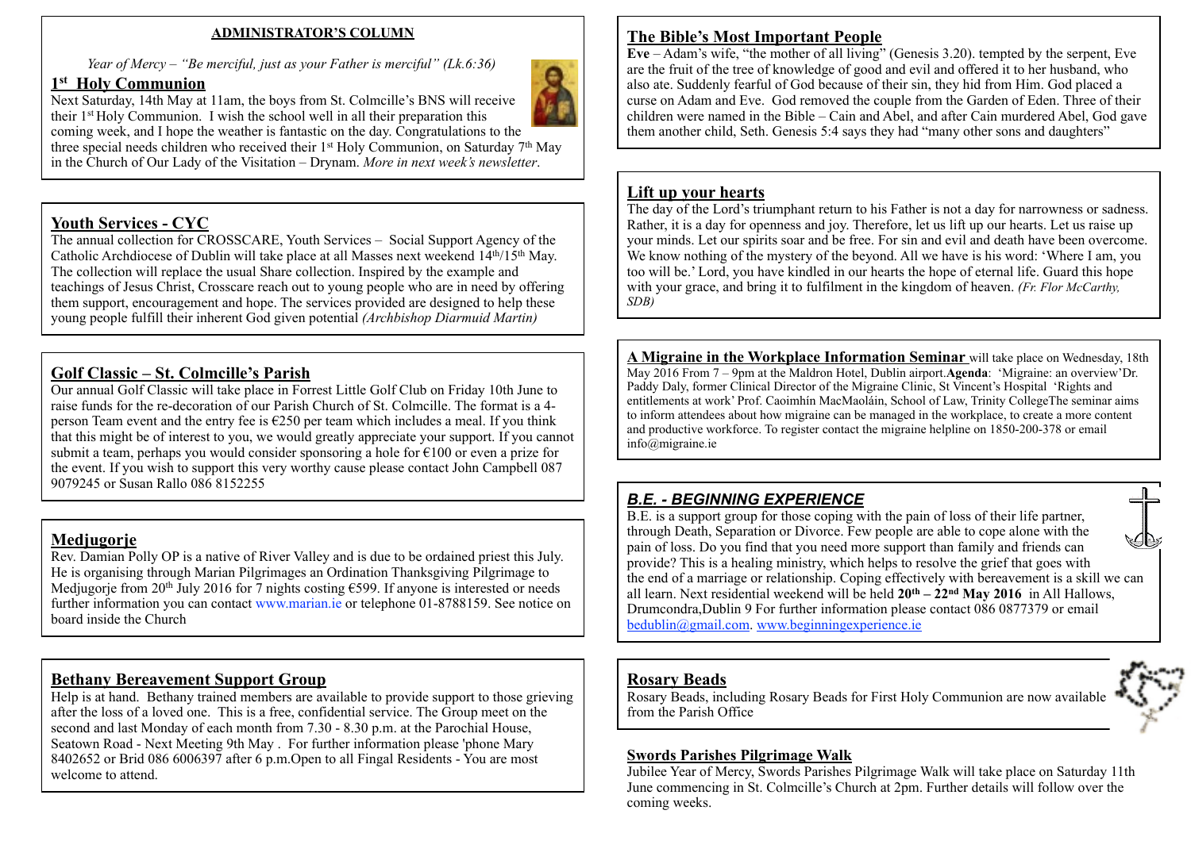## ADMINISTRATOR'S COLUMN

*Year of Mercy – "Be merciful, just as your Father is merciful" (Lk.6:36)*

### 1st Holy Communion

Next Saturday, 14th May at 11am, the boys from St. Colmcille's BNS will receive their 1st Holy Communion. I wish the school well in all their preparation this coming week, and I hope the weather is fantastic on the day. Congratulations to the three special needs children who received their 1st Holy Communion, on Saturday 7th May in the Church of Our Lady of the Visitation – Drynam. *More in next week's newsletter*.

### Youth Services - CYC

The annual collection for CROSSCARE, Youth Services – Social Support Agency of the Catholic Archdiocese of Dublin will take place at all Masses next weekend 14th/15th May. The collection will replace the usual Share collection. Inspired by the example and teachings of Jesus Christ, Crosscare reach out to young people who are in need by offering them support, encouragement and hope. The services provided are designed to help these young people fulfill their inherent God given potential *(Archbishop Diarmuid Martin)*

### Golf Classic – St. Colmcille's Parish

Our annual Golf Classic will take place in Forrest Little Golf Club on Friday 10th June to raise funds for the re-decoration of our Parish Church of St. Colmcille. The format is a 4-person Team event and the entry fee is €250 per team which includes a meal. If you think that this might be of interest to you, we would greatly appreciate your support. If you cannot submit a team, perhaps you would consider sponsoring a hole for €100 or even a prize for the event. If you wish to support this very worthy cause please contact John Campbell 087 9079245 or Susan Rallo 086 8152255

### Medjugorje

Rev. Damian Polly OP is a native of River Valley and is due to be ordained priest this July. He is organising through Marian Pilgrimages an Ordination Thanksgiving Pilgrimage to Medjugorje from 20th July 2016 for 7 nights costing €599. If anyone is interested or needs further information you can contact www.marian.ie or telephone 01-8788159. See notice on board inside the Church

### Bethany Bereavement Support Group

Help is at hand. Bethany trained members are available to provide support to those grieving after the loss of a loved one. This is a free, confidential service. The Group meet on the second and last Monday of each month from 7.30 - 8.30 p.m. at the Parochial House, Seatown Road - Next Meeting 9th May . For further information please 'phone Mary 8402652 or Brid 086 6006397 after 6 p.m.Open to all Fingal Residents - You are most welcome to attend.

### The Bible's Most Important People

**Eve** – Adam's wife, "the mother of all living" (Genesis 3.20). tempted by the serpent, Eve are the fruit of the tree of knowledge of good and evil and offered it to her husband, who also ate. Suddenly fearful of God because of their sin, they hid from Him. God placed a curse on Adam and Eve. God removed the couple from the Garden of Eden. Three of their children were named in the Bible – Cain and Abel, and after Cain murdered Abel, God gave them another child, Seth. Genesis 5:4 says they had "many other sons and daughters"

### Lift up your hearts

The day of the Lord's triumphant return to his Father is not a day for narrowness or sadness. Rather, it is a day for openness and joy. Therefore, let us lift up our hearts. Let us raise up your minds. Let our spirits soar and be free. For sin and evil and death have been overcome. We know nothing of the mystery of the beyond. All we have is his word: 'Where I am, you too will be.' Lord, you have kindled in our hearts the hope of eternal life. Guard this hope with your grace, and bring it to fulfilment in the kingdom of heaven. *(Fr. Flor McCarthy, SDB)*

**A Migraine in the Workplace Information Seminar** will take place on Wednesday, 18th May 2016 From 7 – 9pm at the Maldron Hotel, Dublin airport.**Agenda**: 'Migraine: an overview'Dr. Paddy Daly, former Clinical Director of the Migraine Clinic, St Vincent's Hospital 'Rights and entitlements at work' Prof. Caoimhín MacMaoláin, School of Law, Trinity CollegeThe seminar aims to inform attendees about how migraine can be managed in the workplace, to create a more content and productive workforce. To register contact the migraine helpline on 1850-200-378 or email info@migraine.ie

### *B.E. - BEGINNING EXPERIENCE*

B.E. is a support group for those coping with the pain of loss of their life partner, through Death, Separation or Divorce. Few people are able to cope alone with the pain of loss. Do you find that you need more support than family and friends can provide? This is a healing ministry, which helps to resolve the grief that goes with the end of a marriage or relationship. Coping effectively with bereavement is a skill we can all learn. Next residential weekend will be held **20th – 22nd May 2016** in All Hallows, Drumcondra,Dublin 9 For further information please contact 086 0877379 or email bedublin@gmail.com. www.beginningexperience.ie

### Rosary Beads

Rosary Beads, including Rosary Beads for First Holy Communion are now available from the Parish Office

### Swords Parishes Pilgrimage Walk

Jubilee Year of Mercy, Swords Parishes Pilgrimage Walk will take place on Saturday 11th June commencing in St. Colmcille's Church at 2pm. Further details will follow over the coming weeks.